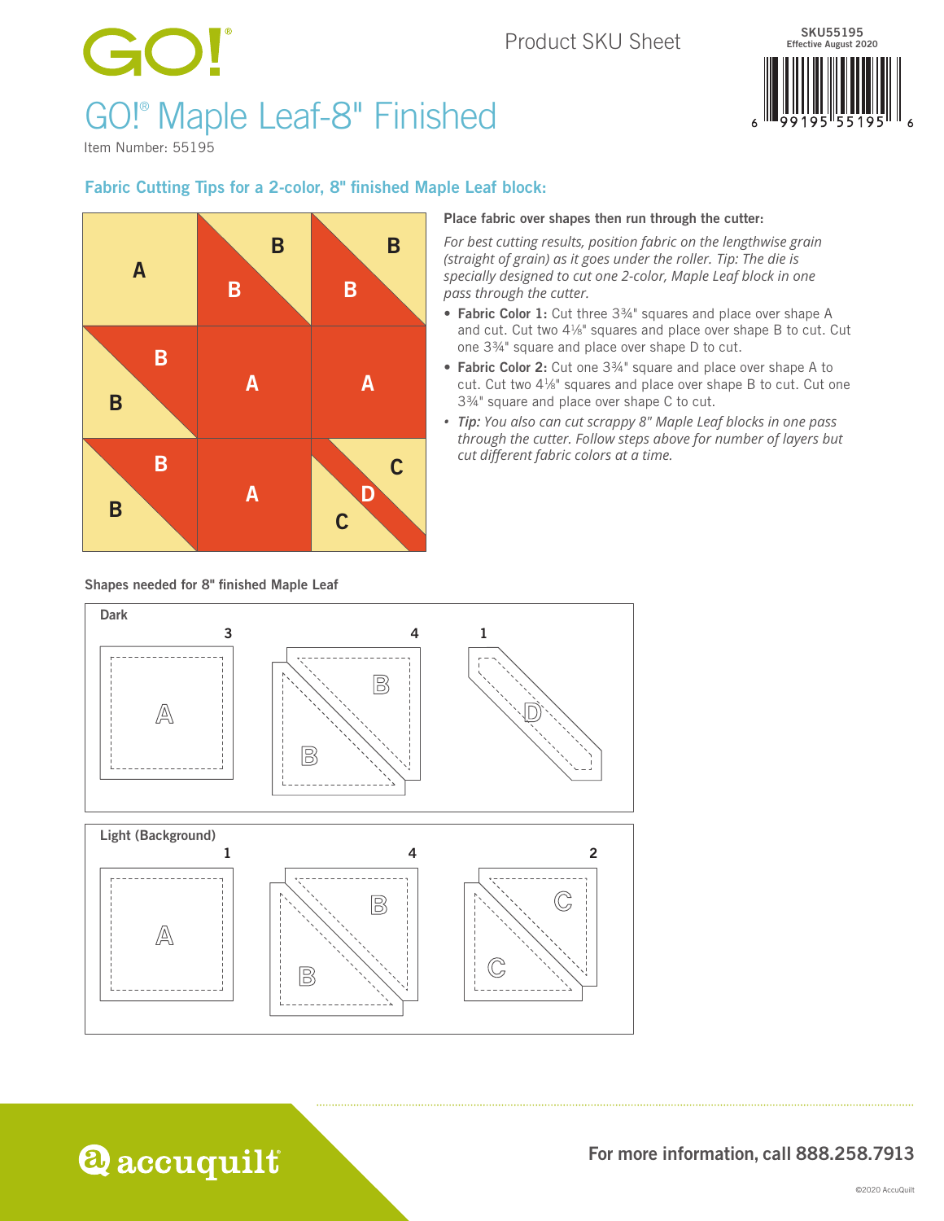GO!®

Product SKU Sheet

SKU55195
Effective August 2020

# GO!® Maple Leaf-8" Finished

Item Number: 55195

## Fabric Cutting Tips for a 2-color, 8" finished Maple Leaf block:

**Place fabric over shapes then run through the cutter:**

*For best cutting results, position fabric on the lengthwise grain (straight of grain) as it goes under the roller. Tip: The die is specially designed to cut one 2-color, Maple Leaf block in one pass through the cutter.*

- **Fabric Color 1:** Cut three 3¾" squares and place over shape A and cut. Cut two 4⅛" squares and place over shape B to cut. Cut one 3¾" square and place over shape D to cut.
- **Fabric Color 2:** Cut one 3¾" square and place over shape A to cut. Cut two 4⅛" squares and place over shape B to cut. Cut one 3¾" square and place over shape C to cut.
- *Tip: You also can cut scrappy 8" Maple Leaf blocks in one pass through the cutter. Follow steps above for number of layers but cut different fabric colors at a time.*

**Shapes needed for 8" finished Maple Leaf**

| Dark | | |
|---|---|---|
| A: 3 | B: 4 | D: 1 |

| Light (Background) | | |
|---|---|---|
| A: 1 | B: 4 | C: 2 |

For more information, call 888.258.7913

©2020 AccuQuilt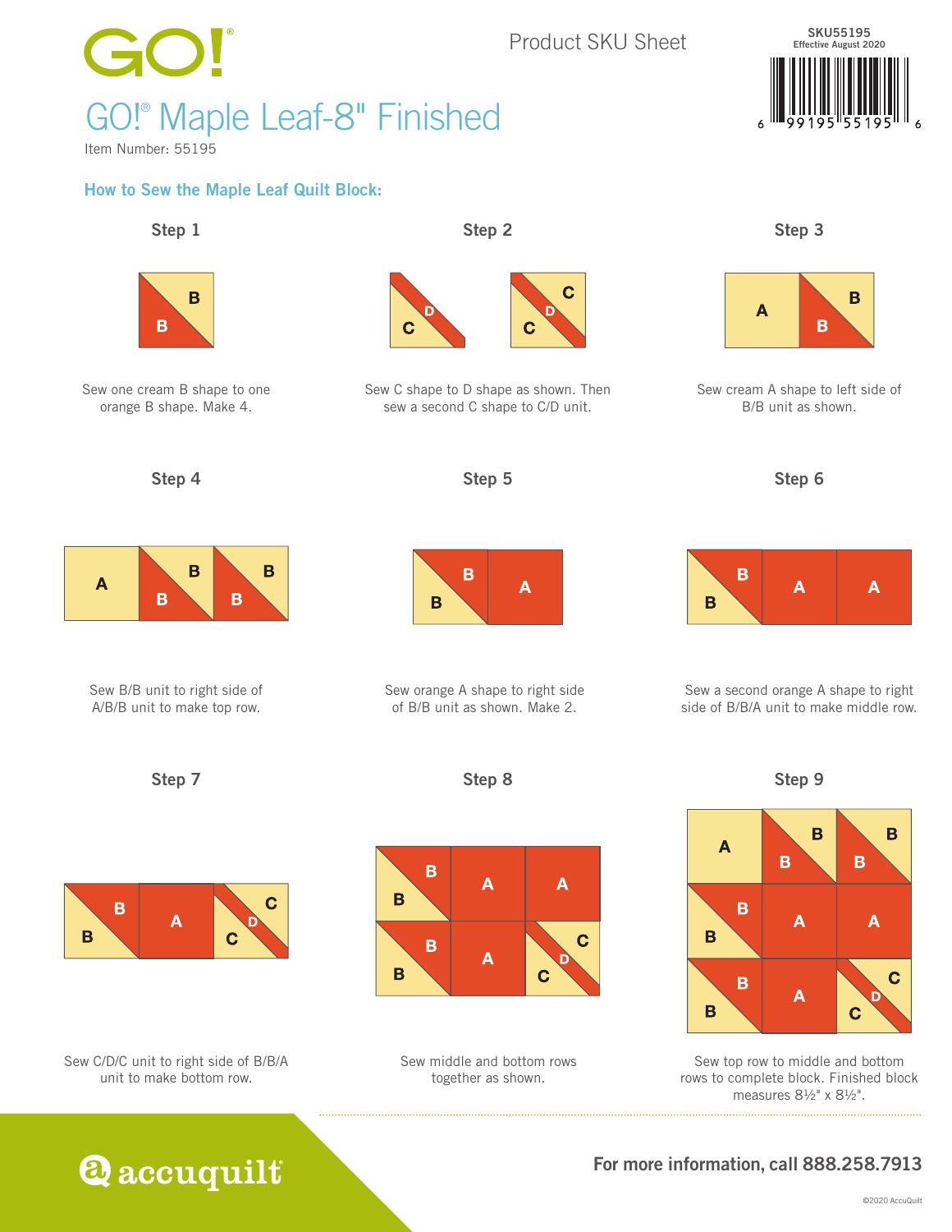# GO!® Maple Leaf-8" Finished

Item Number: 55195

Product SKU Sheet

SKU55195
Effective August 2020

## How to Sew the Maple Leaf Quilt Block:

### Step 1

Sew one cream B shape to one orange B shape. Make 4.

### Step 2

Sew C shape to D shape as shown. Then sew a second C shape to C/D unit.

### Step 3

Sew cream A shape to left side of B/B unit as shown.

### Step 4

Sew B/B unit to right side of A/B/B unit to make top row.

### Step 5

Sew orange A shape to right side of B/B unit as shown. Make 2.

### Step 6

Sew a second orange A shape to right side of B/B/A unit to make middle row.

### Step 7

Sew C/D/C unit to right side of B/B/A unit to make bottom row.

### Step 8

Sew middle and bottom rows together as shown.

### Step 9

Sew top row to middle and bottom rows to complete block. Finished block measures 8½" x 8½".

accuquilt

For more information, call 888.258.7913

©2020 AccuQuilt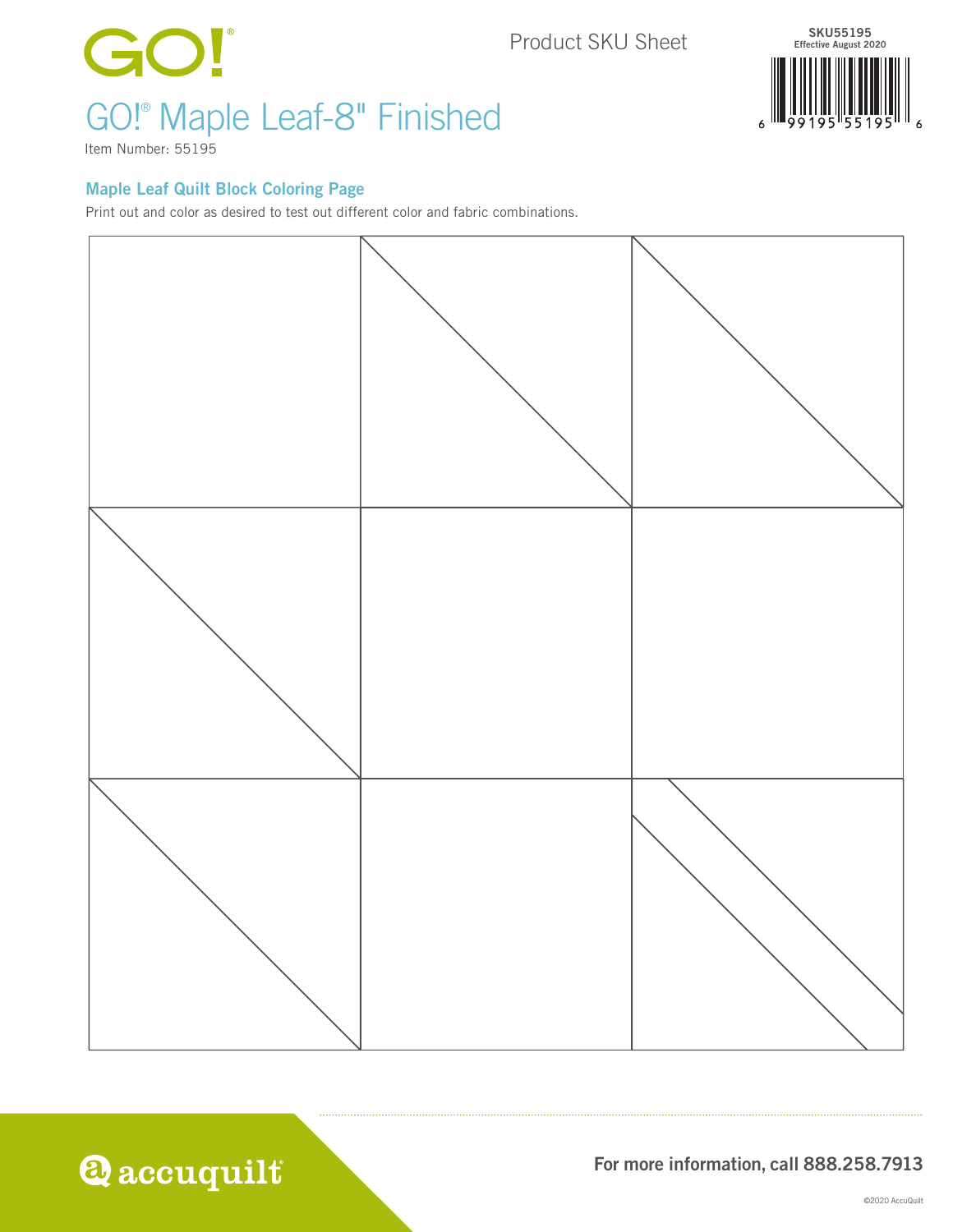# GO!® Maple Leaf-8" Finished

Item Number: 55195

Product SKU Sheet

SKU55195
Effective August 2020

## Maple Leaf Quilt Block Coloring Page

Print out and color as desired to test out different color and fabric combinations.

For more information, call 888.258.7913

©2020 AccuQuilt